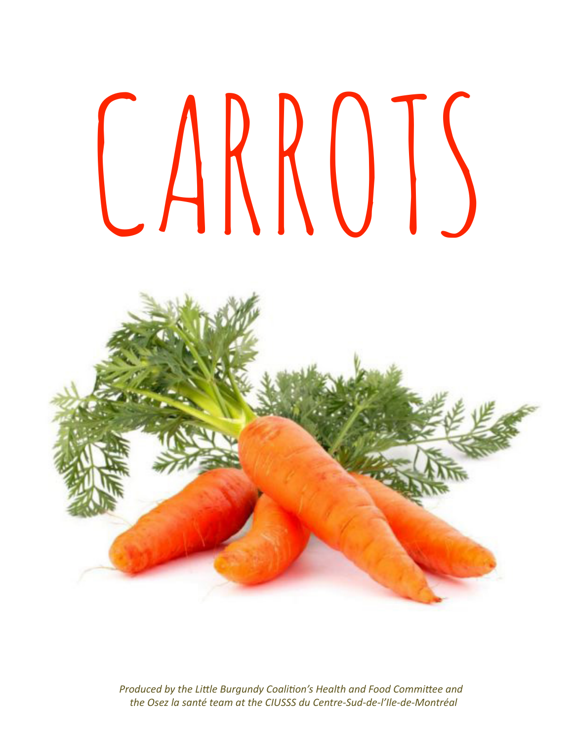# CARROTS

*Produced by the Little Burgundy Coalition's Health and Food Committee and the Osez la santé team at the CIUSSS du Centre-Sud-de-l'Ile-de-Montréal*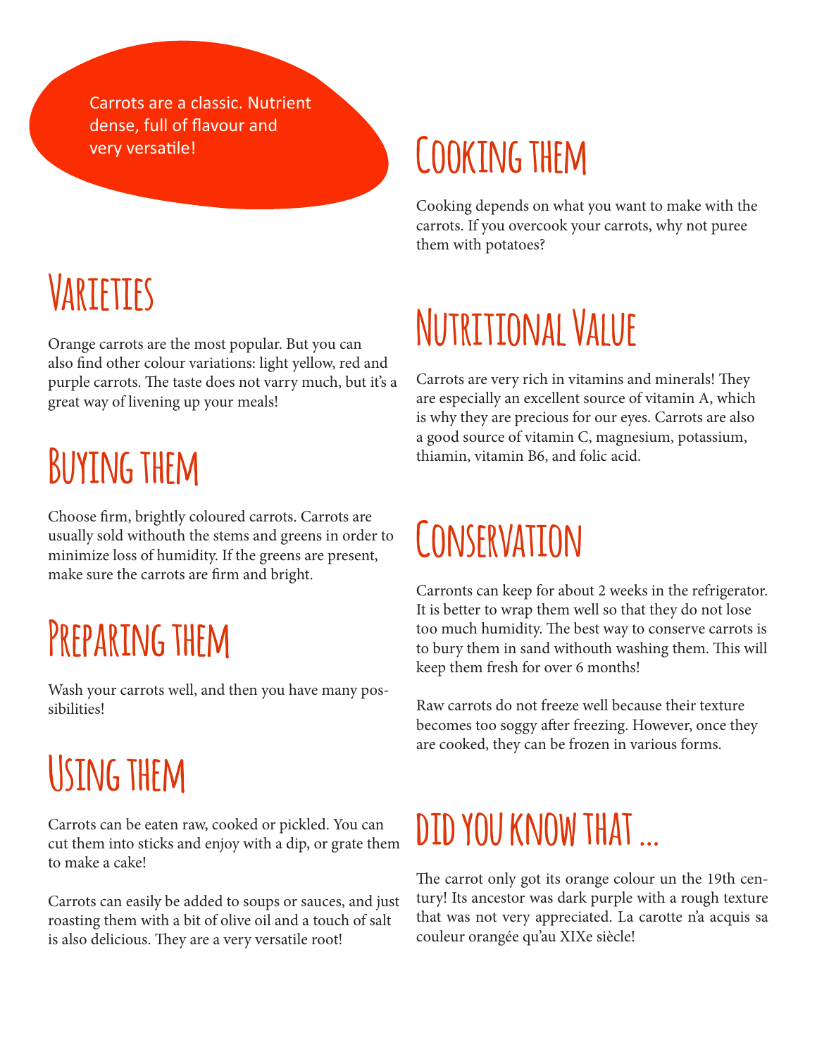Carrots are a classic. Nutrient dense, full of flavour and very versatile!

## Varieties

Orange carrots are the most popular. But you can also find other colour variations: light yellow, red and purple carrots. The taste does not varry much, but it's a great way of livening up your meals!

## Buying them

Choose firm, brightly coloured carrots. Carrots are usually sold withouth the stems and greens in order to minimize loss of humidity. If the greens are present, make sure the carrots are firm and bright.

## Preparing them

Wash your carrots well, and then you have many possibilities!

## Using them

Carrots can be eaten raw, cooked or pickled. You can cut them into sticks and enjoy with a dip, or grate them to make a cake!

Carrots can easily be added to soups or sauces, and just roasting them with a bit of olive oil and a touch of salt is also delicious. They are a very versatile root!

## Cooking them

Cooking depends on what you want to make with the carrots. If you overcook your carrots, why not puree them with potatoes?

## Nutritional Value

Carrots are very rich in vitamins and minerals! They are especially an excellent source of vitamin A, which is why they are precious for our eyes. Carrots are also a good source of vitamin C, magnesium, potassium, thiamin, vitamin B6, and folic acid.

## Conservation

Carronts can keep for about 2 weeks in the refrigerator. It is better to wrap them well so that they do not lose too much humidity. The best way to conserve carrots is to bury them in sand withouth washing them. This will keep them fresh for over 6 months!

Raw carrots do not freeze well because their texture becomes too soggy after freezing. However, once they are cooked, they can be frozen in various forms.

## did you know that ...

The carrot only got its orange colour un the 19th century! Its ancestor was dark purple with a rough texture that was not very appreciated. La carotte n'a acquis sa couleur orangée qu'au XIXe siècle!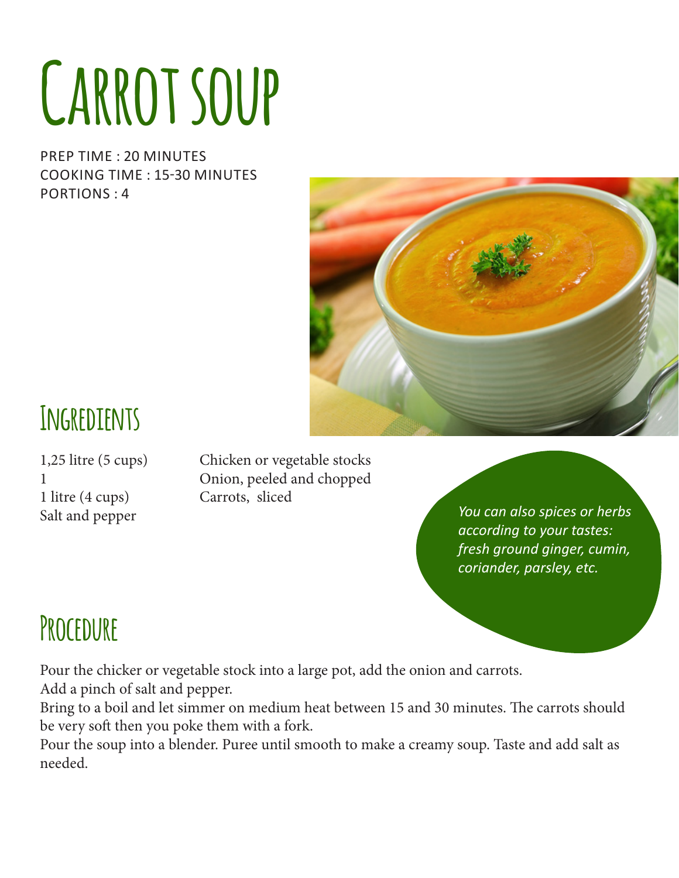# Carrot soup

PREP TIME : 20 MINUTES
COOKING TIME : 15-30 MINUTES
PORTIONS : 4

## Ingredients

| | |
|---|---|
| 1,25 litre (5 cups) | Chicken or vegetable stocks |
| 1 | Onion, peeled and chopped |
| 1 litre (4 cups) | Carrots, sliced |
| Salt and pepper | |

*You can also spices or herbs according to your tastes: fresh ground ginger, cumin, coriander, parsley, etc.*

## Procedure

Pour the chicker or vegetable stock into a large pot, add the onion and carrots.
Add a pinch of salt and pepper.
Bring to a boil and let simmer on medium heat between 15 and 30 minutes. The carrots should be very soft then you poke them with a fork.
Pour the soup into a blender. Puree until smooth to make a creamy soup. Taste and add salt as needed.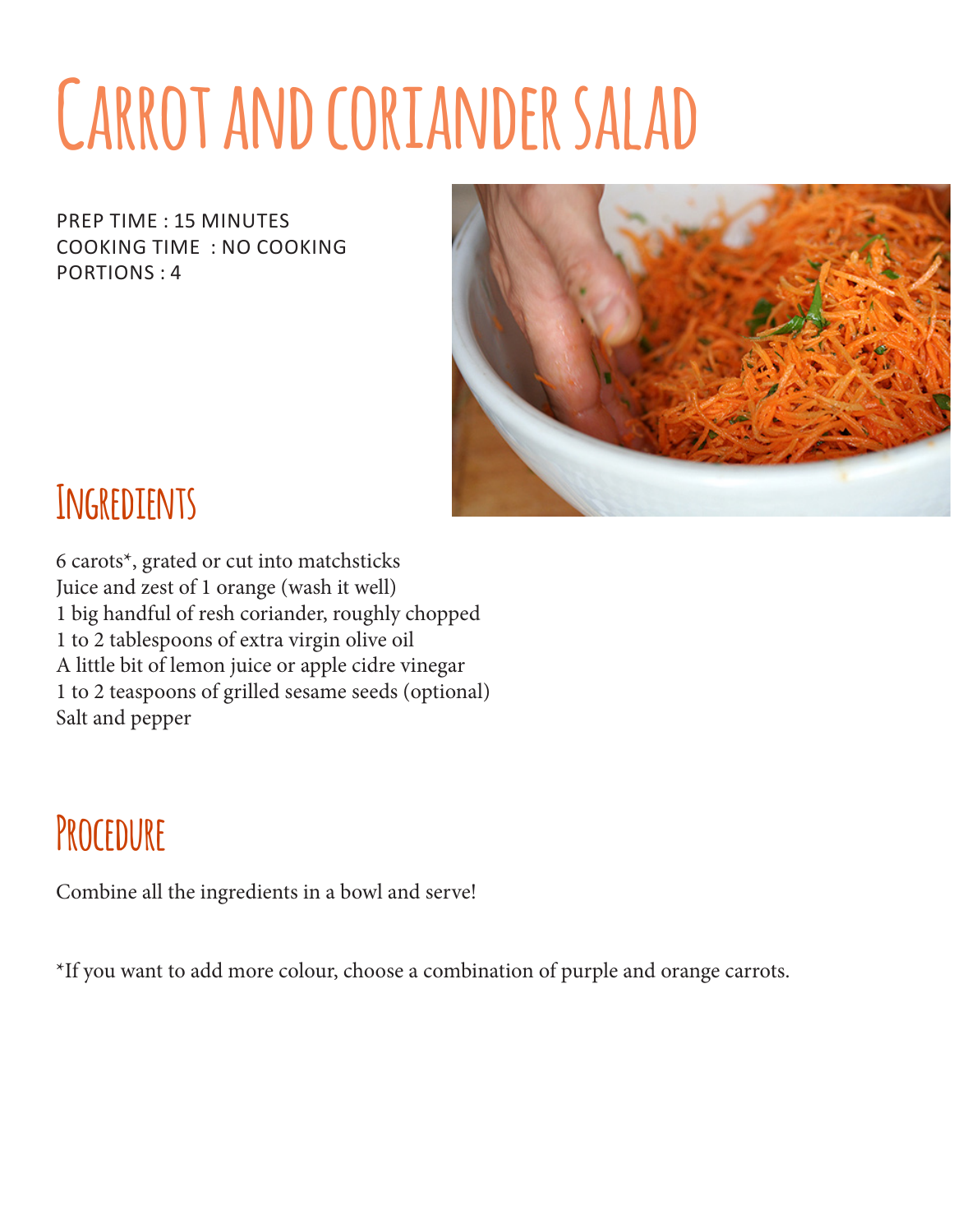# Carrot and coriander salad

PREP TIME : 15 MINUTES
COOKING TIME : NO COOKING
PORTIONS : 4

## Ingredients

6 carots*, grated or cut into matchsticks
Juice and zest of 1 orange (wash it well)
1 big handful of resh coriander, roughly chopped
1 to 2 tablespoons of extra virgin olive oil
A little bit of lemon juice or apple cidre vinegar
1 to 2 teaspoons of grilled sesame seeds (optional)
Salt and pepper

## Procedure

Combine all the ingredients in a bowl and serve!

*If you want to add more colour, choose a combination of purple and orange carrots.